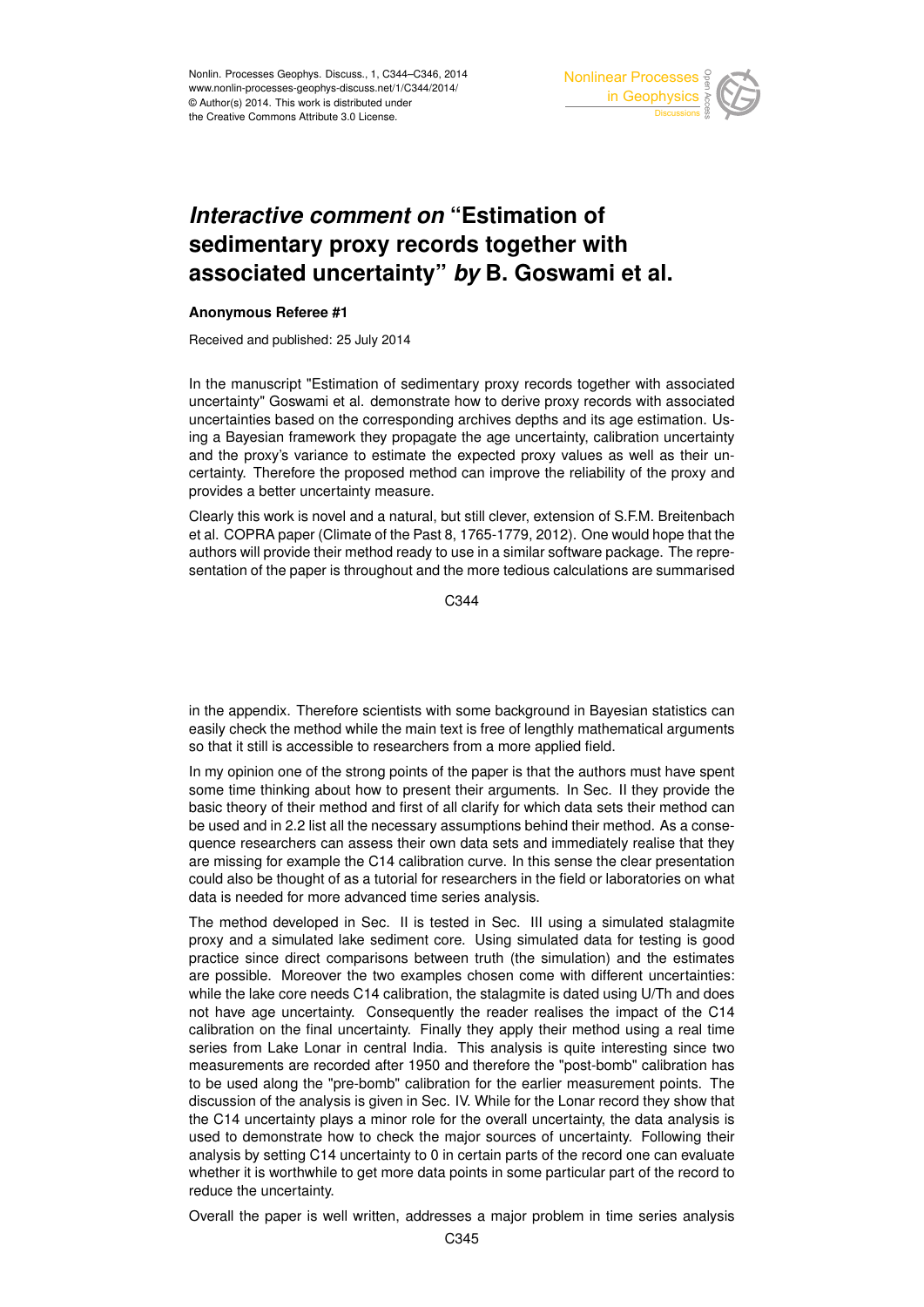# *Interactive comment on* "Estimation of sedimentary proxy records together with associated uncertainty" *by* B. Goswami et al.

**Anonymous Referee #1**

Received and published: 25 July 2014

In the manuscript "Estimation of sedimentary proxy records together with associated uncertainty" Goswami et al. demonstrate how to derive proxy records with associated uncertainties based on the corresponding archives depths and its age estimation. Using a Bayesian framework they propagate the age uncertainty, calibration uncertainty and the proxy's variance to estimate the expected proxy values as well as their uncertainty. Therefore the proposed method can improve the reliability of the proxy and provides a better uncertainty measure.

Clearly this work is novel and a natural, but still clever, extension of S.F.M. Breitenbach et al. COPRA paper (Climate of the Past 8, 1765-1779, 2012). One would hope that the authors will provide their method ready to use in a similar software package. The representation of the paper is throughout and the more tedious calculations are summarised in the appendix. Therefore scientists with some background in Bayesian statistics can easily check the method while the main text is free of lengthly mathematical arguments so that it still is accessible to researchers from a more applied field.

In my opinion one of the strong points of the paper is that the authors must have spent some time thinking about how to present their arguments. In Sec. II they provide the basic theory of their method and first of all clarify for which data sets their method can be used and in 2.2 list all the necessary assumptions behind their method. As a consequence researchers can assess their own data sets and immediately realise that they are missing for example the C14 calibration curve. In this sense the clear presentation could also be thought of as a tutorial for researchers in the field or laboratories on what data is needed for more advanced time series analysis.

The method developed in Sec. II is tested in Sec. III using a simulated stalagmite proxy and a simulated lake sediment core. Using simulated data for testing is good practice since direct comparisons between truth (the simulation) and the estimates are possible. Moreover the two examples chosen come with different uncertainties: while the lake core needs C14 calibration, the stalagmite is dated using U/Th and does not have age uncertainty. Consequently the reader realises the impact of the C14 calibration on the final uncertainty. Finally they apply their method using a real time series from Lake Lonar in central India. This analysis is quite interesting since two measurements are recorded after 1950 and therefore the "post-bomb" calibration has to be used along the "pre-bomb" calibration for the earlier measurement points. The discussion of the analysis is given in Sec. IV. While for the Lonar record they show that the C14 uncertainty plays a minor role for the overall uncertainty, the data analysis is used to demonstrate how to check the major sources of uncertainty. Following their analysis by setting C14 uncertainty to 0 in certain parts of the record one can evaluate whether it is worthwhile to get more data points in some particular part of the record to reduce the uncertainty.

Overall the paper is well written, addresses a major problem in time series analysis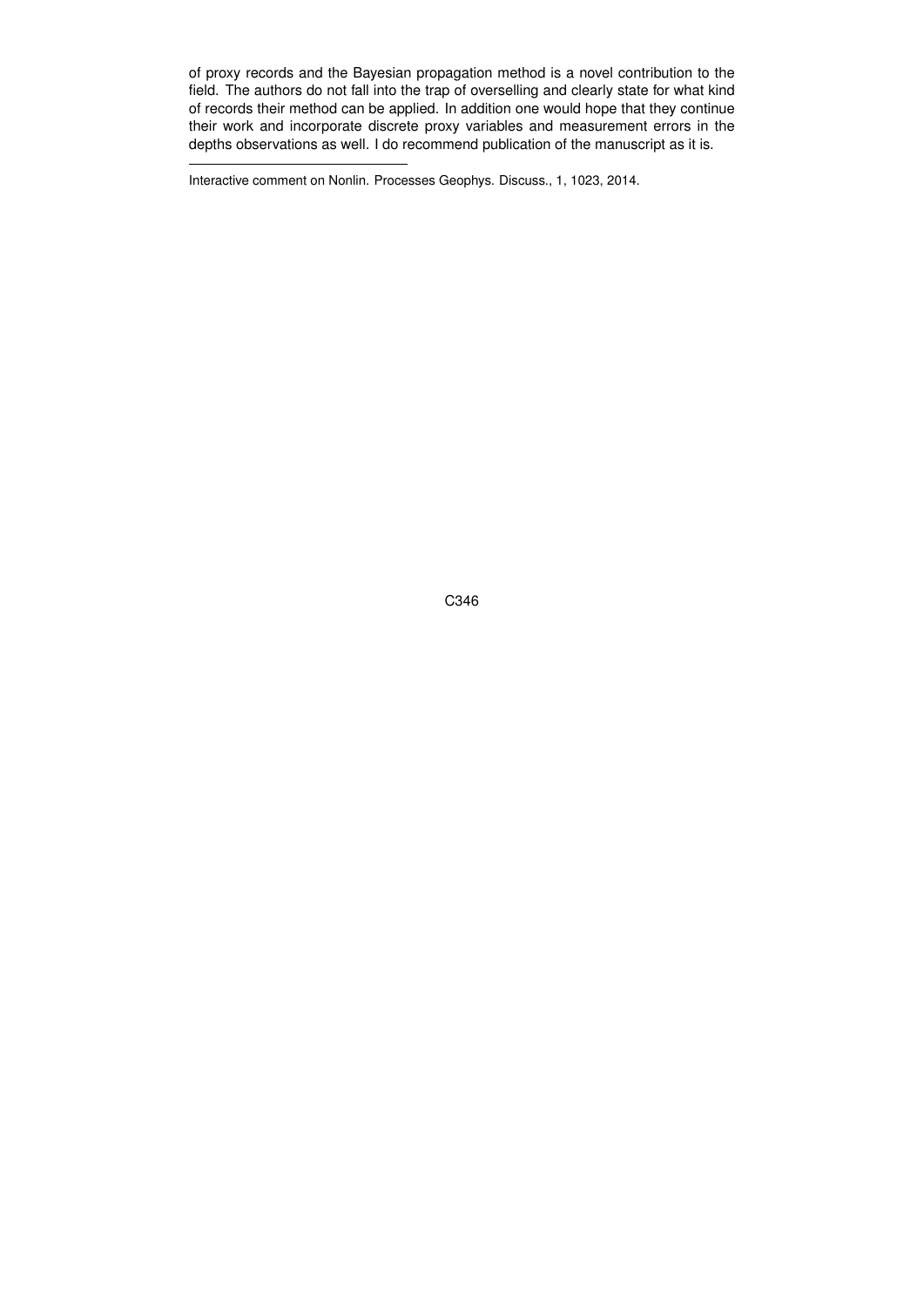of proxy records and the Bayesian propagation method is a novel contribution to the field. The authors do not fall into the trap of overselling and clearly state for what kind of records their method can be applied. In addition one would hope that they continue their work and incorporate discrete proxy variables and measurement errors in the depths observations as well. I do recommend publication of the manuscript as it is.

---

Interactive comment on Nonlin. Processes Geophys. Discuss., 1, 1023, 2014.